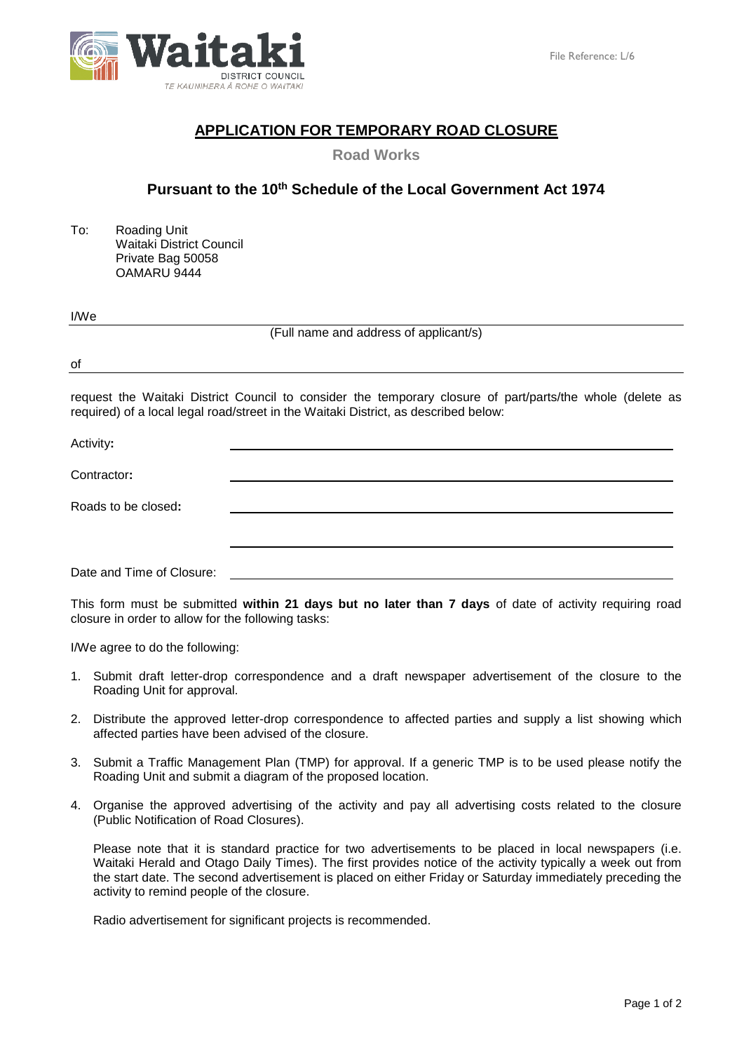Waitaki DISTRICT COUNCIL
TE KAUNIHERA Ā ROHE O WAITAKI

File Reference: L/6

# APPLICATION FOR TEMPORARY ROAD CLOSURE

**Road Works**

## Pursuant to the 10th Schedule of the Local Government Act 1974

To: Roading Unit
Waitaki District Council
Private Bag 50058
OAMARU 9444

I/We ______________________________

(Full name and address of applicant/s)

of ______________________________

request the Waitaki District Council to consider the temporary closure of part/parts/the whole (delete as required) of a local legal road/street in the Waitaki District, as described below:

Activity**:** ______________________________

Contractor**:** ______________________________

Roads to be closed**:** ______________________________

______________________________

Date and Time of Closure: ______________________________

This form must be submitted **within 21 days but no later than 7 days** of date of activity requiring road closure in order to allow for the following tasks:

I/We agree to do the following:

1. Submit draft letter-drop correspondence and a draft newspaper advertisement of the closure to the Roading Unit for approval.

2. Distribute the approved letter-drop correspondence to affected parties and supply a list showing which affected parties have been advised of the closure.

3. Submit a Traffic Management Plan (TMP) for approval. If a generic TMP is to be used please notify the Roading Unit and submit a diagram of the proposed location.

4. Organise the approved advertising of the activity and pay all advertising costs related to the closure (Public Notification of Road Closures).

   Please note that it is standard practice for two advertisements to be placed in local newspapers (i.e. Waitaki Herald and Otago Daily Times). The first provides notice of the activity typically a week out from the start date. The second advertisement is placed on either Friday or Saturday immediately preceding the activity to remind people of the closure.

   Radio advertisement for significant projects is recommended.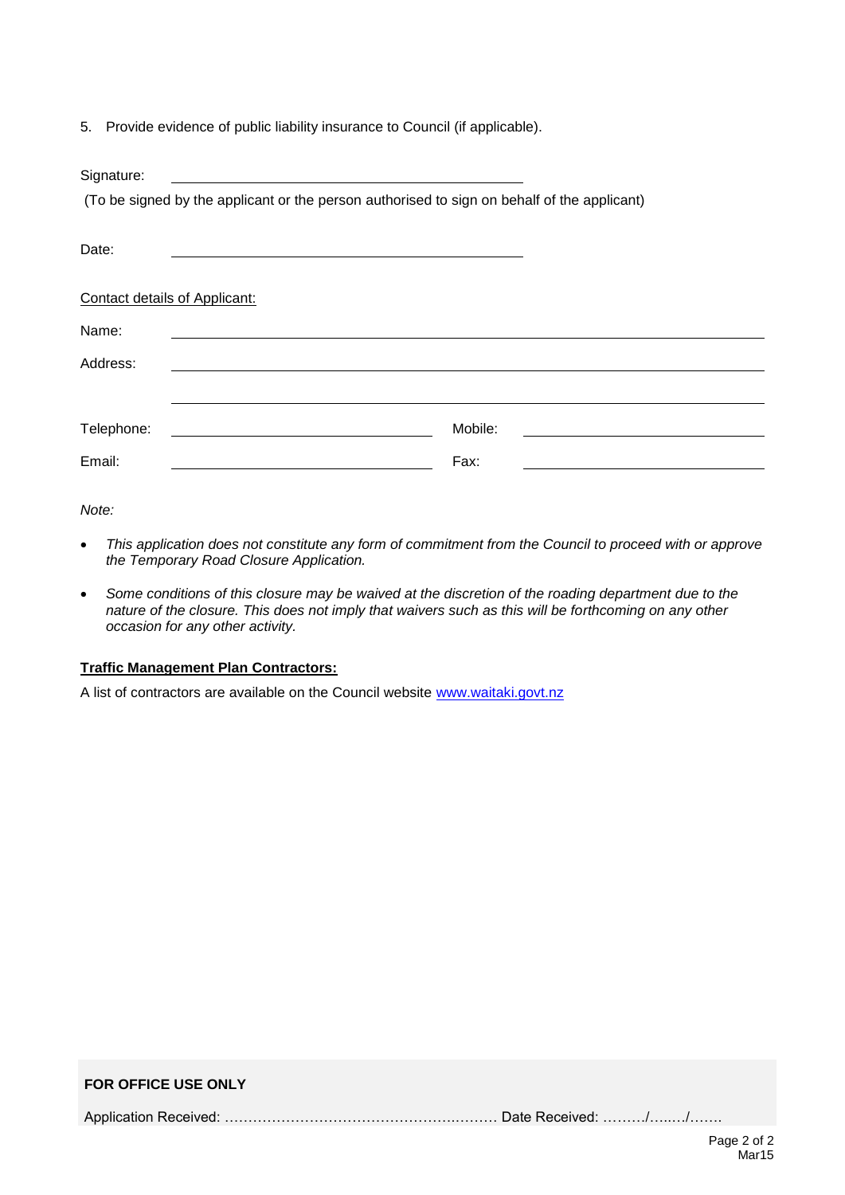5. Provide evidence of public liability insurance to Council (if applicable).

Signature: ______________________________

(To be signed by the applicant or the person authorised to sign on behalf of the applicant)

Date: ______________________________

Contact details of Applicant:

Name: ______________________________

Address: ______________________________

______________________________

Telephone: ____________________ Mobile: ____________________

Email: ____________________ Fax: ____________________

*Note:*

- *This application does not constitute any form of commitment from the Council to proceed with or approve the Temporary Road Closure Application.*
- *Some conditions of this closure may be waived at the discretion of the roading department due to the nature of the closure. This does not imply that waivers such as this will be forthcoming on any other occasion for any other activity.*

**Traffic Management Plan Contractors:**

A list of contractors are available on the Council website www.waitaki.govt.nz

**FOR OFFICE USE ONLY**

Application Received: ………………………………………………… Date Received: ………/……/…….

Mar15